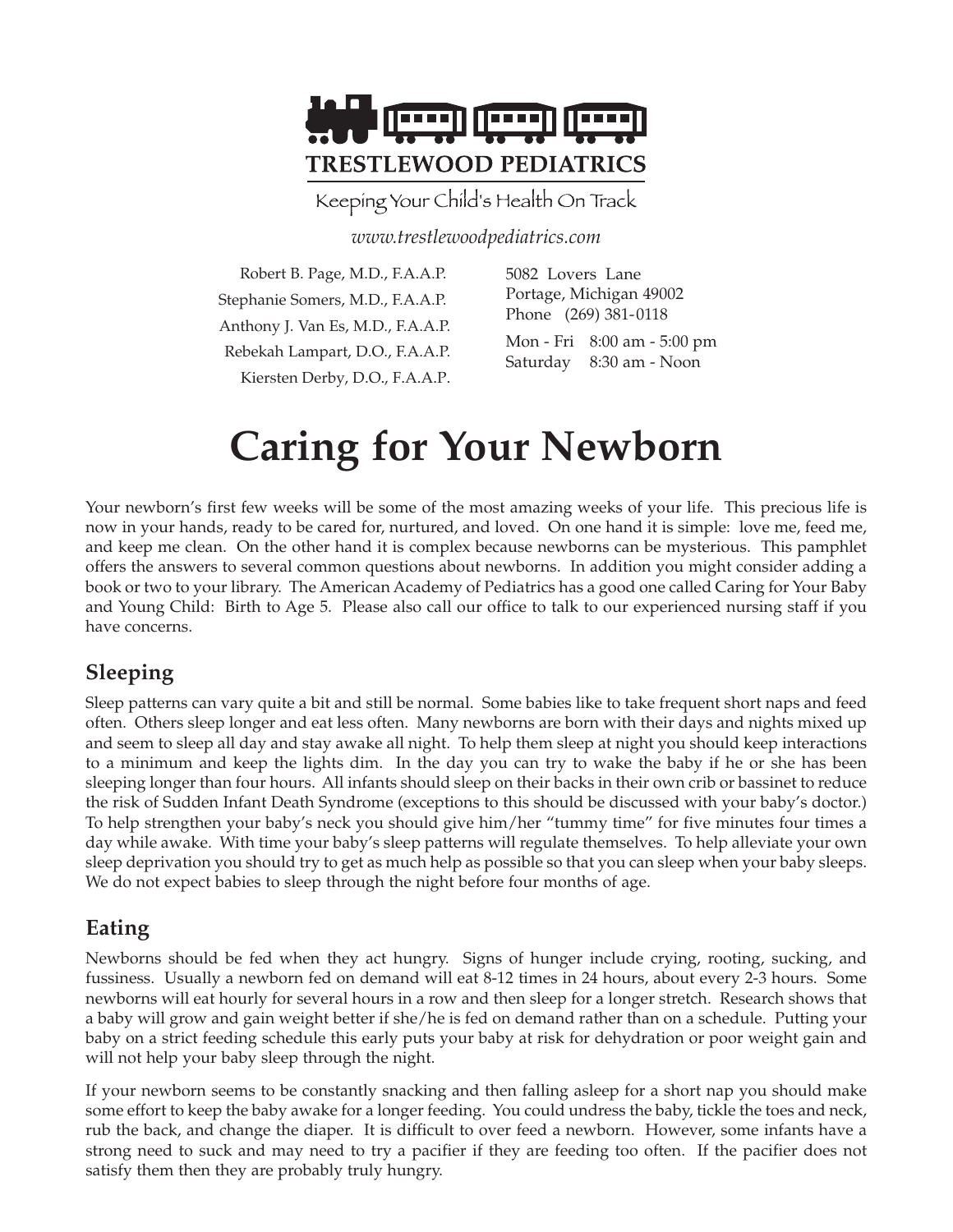**TRESTLEWOOD PEDIATRICS**

Keeping Your Child's Health On Track

*www.trestlewoodpediatrics.com*

Robert B. Page, M.D., F.A.A.P.
Stephanie Somers, M.D., F.A.A.P.
Anthony J. Van Es, M.D., F.A.A.P.
Rebekah Lampart, D.O., F.A.A.P.
Kiersten Derby, D.O., F.A.A.P.

5082 Lovers Lane
Portage, Michigan 49002
Phone (269) 381-0118

Mon - Fri 8:00 am - 5:00 pm
Saturday 8:30 am - Noon

# Caring for Your Newborn

Your newborn's first few weeks will be some of the most amazing weeks of your life. This precious life is now in your hands, ready to be cared for, nurtured, and loved. On one hand it is simple: love me, feed me, and keep me clean. On the other hand it is complex because newborns can be mysterious. This pamphlet offers the answers to several common questions about newborns. In addition you might consider adding a book or two to your library. The American Academy of Pediatrics has a good one called Caring for Your Baby and Young Child: Birth to Age 5. Please also call our office to talk to our experienced nursing staff if you have concerns.

## Sleeping

Sleep patterns can vary quite a bit and still be normal. Some babies like to take frequent short naps and feed often. Others sleep longer and eat less often. Many newborns are born with their days and nights mixed up and seem to sleep all day and stay awake all night. To help them sleep at night you should keep interactions to a minimum and keep the lights dim. In the day you can try to wake the baby if he or she has been sleeping longer than four hours. All infants should sleep on their backs in their own crib or bassinet to reduce the risk of Sudden Infant Death Syndrome (exceptions to this should be discussed with your baby's doctor.) To help strengthen your baby's neck you should give him/her "tummy time" for five minutes four times a day while awake. With time your baby's sleep patterns will regulate themselves. To help alleviate your own sleep deprivation you should try to get as much help as possible so that you can sleep when your baby sleeps. We do not expect babies to sleep through the night before four months of age.

## Eating

Newborns should be fed when they act hungry. Signs of hunger include crying, rooting, sucking, and fussiness. Usually a newborn fed on demand will eat 8-12 times in 24 hours, about every 2-3 hours. Some newborns will eat hourly for several hours in a row and then sleep for a longer stretch. Research shows that a baby will grow and gain weight better if she/he is fed on demand rather than on a schedule. Putting your baby on a strict feeding schedule this early puts your baby at risk for dehydration or poor weight gain and will not help your baby sleep through the night.

If your newborn seems to be constantly snacking and then falling asleep for a short nap you should make some effort to keep the baby awake for a longer feeding. You could undress the baby, tickle the toes and neck, rub the back, and change the diaper. It is difficult to over feed a newborn. However, some infants have a strong need to suck and may need to try a pacifier if they are feeding too often. If the pacifier does not satisfy them then they are probably truly hungry.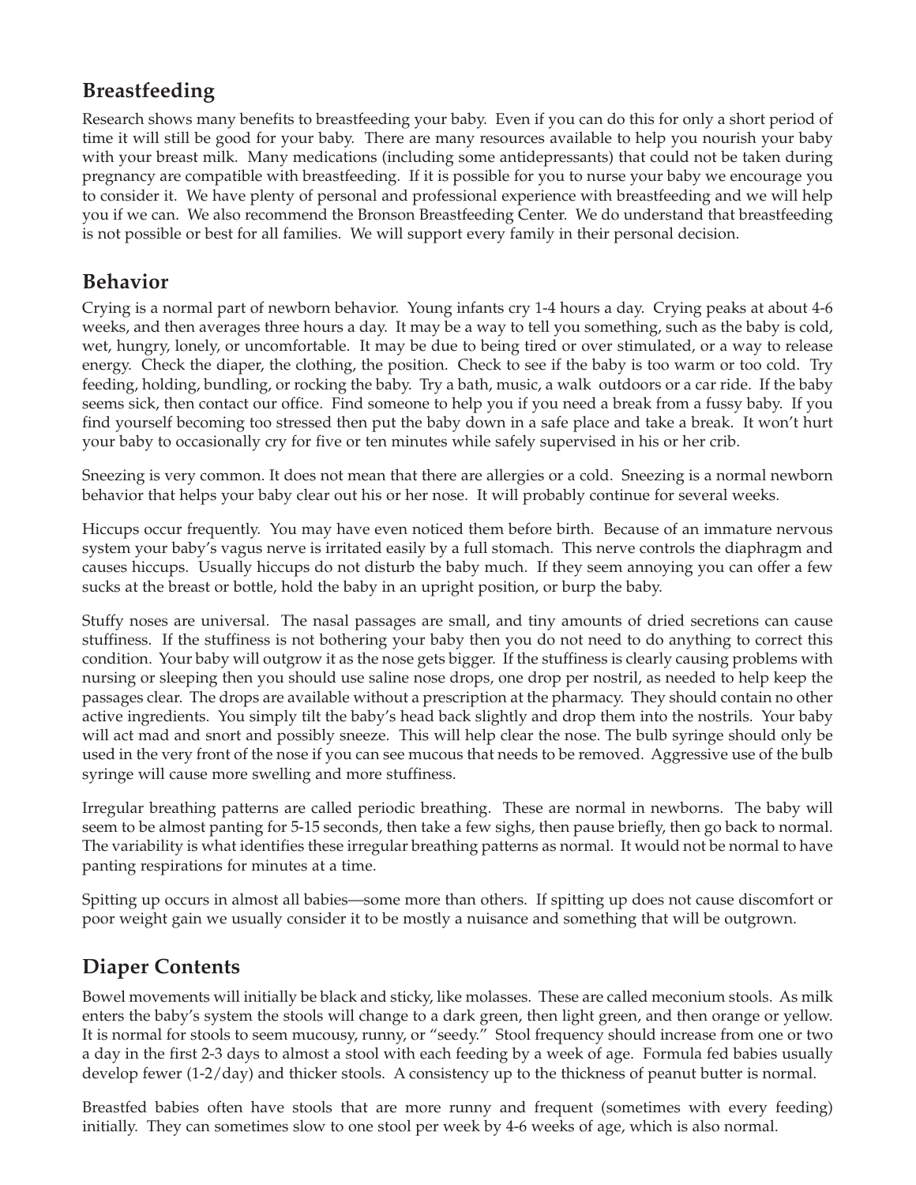## Breastfeeding

Research shows many benefits to breastfeeding your baby. Even if you can do this for only a short period of time it will still be good for your baby. There are many resources available to help you nourish your baby with your breast milk. Many medications (including some antidepressants) that could not be taken during pregnancy are compatible with breastfeeding. If it is possible for you to nurse your baby we encourage you to consider it. We have plenty of personal and professional experience with breastfeeding and we will help you if we can. We also recommend the Bronson Breastfeeding Center. We do understand that breastfeeding is not possible or best for all families. We will support every family in their personal decision.

## Behavior

Crying is a normal part of newborn behavior. Young infants cry 1-4 hours a day. Crying peaks at about 4-6 weeks, and then averages three hours a day. It may be a way to tell you something, such as the baby is cold, wet, hungry, lonely, or uncomfortable. It may be due to being tired or over stimulated, or a way to release energy. Check the diaper, the clothing, the position. Check to see if the baby is too warm or too cold. Try feeding, holding, bundling, or rocking the baby. Try a bath, music, a walk outdoors or a car ride. If the baby seems sick, then contact our office. Find someone to help you if you need a break from a fussy baby. If you find yourself becoming too stressed then put the baby down in a safe place and take a break. It won't hurt your baby to occasionally cry for five or ten minutes while safely supervised in his or her crib.

Sneezing is very common. It does not mean that there are allergies or a cold. Sneezing is a normal newborn behavior that helps your baby clear out his or her nose. It will probably continue for several weeks.

Hiccups occur frequently. You may have even noticed them before birth. Because of an immature nervous system your baby's vagus nerve is irritated easily by a full stomach. This nerve controls the diaphragm and causes hiccups. Usually hiccups do not disturb the baby much. If they seem annoying you can offer a few sucks at the breast or bottle, hold the baby in an upright position, or burp the baby.

Stuffy noses are universal. The nasal passages are small, and tiny amounts of dried secretions can cause stuffiness. If the stuffiness is not bothering your baby then you do not need to do anything to correct this condition. Your baby will outgrow it as the nose gets bigger. If the stuffiness is clearly causing problems with nursing or sleeping then you should use saline nose drops, one drop per nostril, as needed to help keep the passages clear. The drops are available without a prescription at the pharmacy. They should contain no other active ingredients. You simply tilt the baby's head back slightly and drop them into the nostrils. Your baby will act mad and snort and possibly sneeze. This will help clear the nose. The bulb syringe should only be used in the very front of the nose if you can see mucous that needs to be removed. Aggressive use of the bulb syringe will cause more swelling and more stuffiness.

Irregular breathing patterns are called periodic breathing. These are normal in newborns. The baby will seem to be almost panting for 5-15 seconds, then take a few sighs, then pause briefly, then go back to normal. The variability is what identifies these irregular breathing patterns as normal. It would not be normal to have panting respirations for minutes at a time.

Spitting up occurs in almost all babies—some more than others. If spitting up does not cause discomfort or poor weight gain we usually consider it to be mostly a nuisance and something that will be outgrown.

## Diaper Contents

Bowel movements will initially be black and sticky, like molasses. These are called meconium stools. As milk enters the baby's system the stools will change to a dark green, then light green, and then orange or yellow. It is normal for stools to seem mucousy, runny, or "seedy." Stool frequency should increase from one or two a day in the first 2-3 days to almost a stool with each feeding by a week of age. Formula fed babies usually develop fewer (1-2/day) and thicker stools. A consistency up to the thickness of peanut butter is normal.

Breastfed babies often have stools that are more runny and frequent (sometimes with every feeding) initially. They can sometimes slow to one stool per week by 4-6 weeks of age, which is also normal.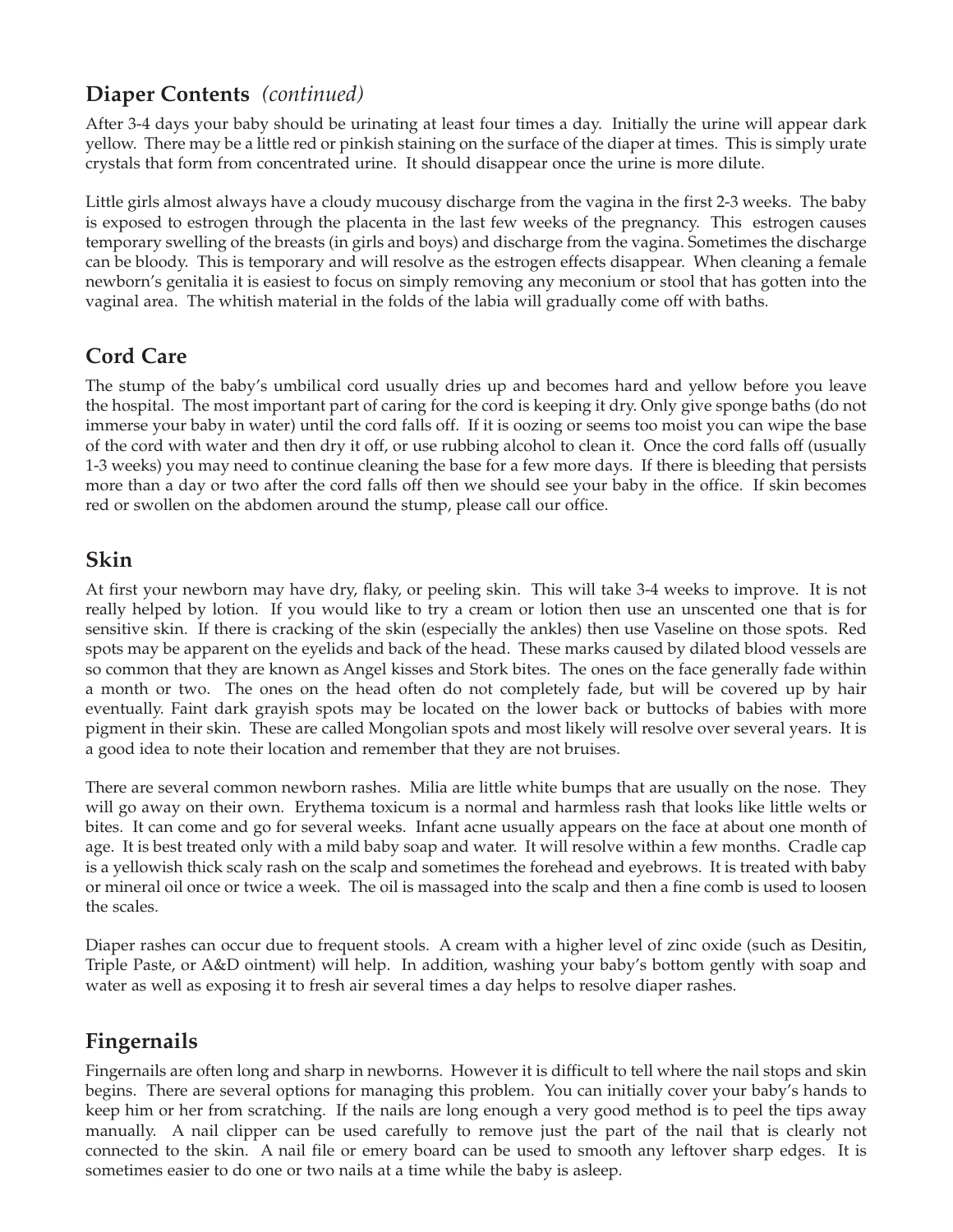## Diaper Contents *(continued)*

After 3-4 days your baby should be urinating at least four times a day. Initially the urine will appear dark yellow. There may be a little red or pinkish staining on the surface of the diaper at times. This is simply urate crystals that form from concentrated urine. It should disappear once the urine is more dilute.

Little girls almost always have a cloudy mucousy discharge from the vagina in the first 2-3 weeks. The baby is exposed to estrogen through the placenta in the last few weeks of the pregnancy. This estrogen causes temporary swelling of the breasts (in girls and boys) and discharge from the vagina. Sometimes the discharge can be bloody. This is temporary and will resolve as the estrogen effects disappear. When cleaning a female newborn's genitalia it is easiest to focus on simply removing any meconium or stool that has gotten into the vaginal area. The whitish material in the folds of the labia will gradually come off with baths.

## Cord Care

The stump of the baby's umbilical cord usually dries up and becomes hard and yellow before you leave the hospital. The most important part of caring for the cord is keeping it dry. Only give sponge baths (do not immerse your baby in water) until the cord falls off. If it is oozing or seems too moist you can wipe the base of the cord with water and then dry it off, or use rubbing alcohol to clean it. Once the cord falls off (usually 1-3 weeks) you may need to continue cleaning the base for a few more days. If there is bleeding that persists more than a day or two after the cord falls off then we should see your baby in the office. If skin becomes red or swollen on the abdomen around the stump, please call our office.

## Skin

At first your newborn may have dry, flaky, or peeling skin. This will take 3-4 weeks to improve. It is not really helped by lotion. If you would like to try a cream or lotion then use an unscented one that is for sensitive skin. If there is cracking of the skin (especially the ankles) then use Vaseline on those spots. Red spots may be apparent on the eyelids and back of the head. These marks caused by dilated blood vessels are so common that they are known as Angel kisses and Stork bites. The ones on the face generally fade within a month or two. The ones on the head often do not completely fade, but will be covered up by hair eventually. Faint dark grayish spots may be located on the lower back or buttocks of babies with more pigment in their skin. These are called Mongolian spots and most likely will resolve over several years. It is a good idea to note their location and remember that they are not bruises.

There are several common newborn rashes. Milia are little white bumps that are usually on the nose. They will go away on their own. Erythema toxicum is a normal and harmless rash that looks like little welts or bites. It can come and go for several weeks. Infant acne usually appears on the face at about one month of age. It is best treated only with a mild baby soap and water. It will resolve within a few months. Cradle cap is a yellowish thick scaly rash on the scalp and sometimes the forehead and eyebrows. It is treated with baby or mineral oil once or twice a week. The oil is massaged into the scalp and then a fine comb is used to loosen the scales.

Diaper rashes can occur due to frequent stools. A cream with a higher level of zinc oxide (such as Desitin, Triple Paste, or A&D ointment) will help. In addition, washing your baby's bottom gently with soap and water as well as exposing it to fresh air several times a day helps to resolve diaper rashes.

## Fingernails

Fingernails are often long and sharp in newborns. However it is difficult to tell where the nail stops and skin begins. There are several options for managing this problem. You can initially cover your baby's hands to keep him or her from scratching. If the nails are long enough a very good method is to peel the tips away manually. A nail clipper can be used carefully to remove just the part of the nail that is clearly not connected to the skin. A nail file or emery board can be used to smooth any leftover sharp edges. It is sometimes easier to do one or two nails at a time while the baby is asleep.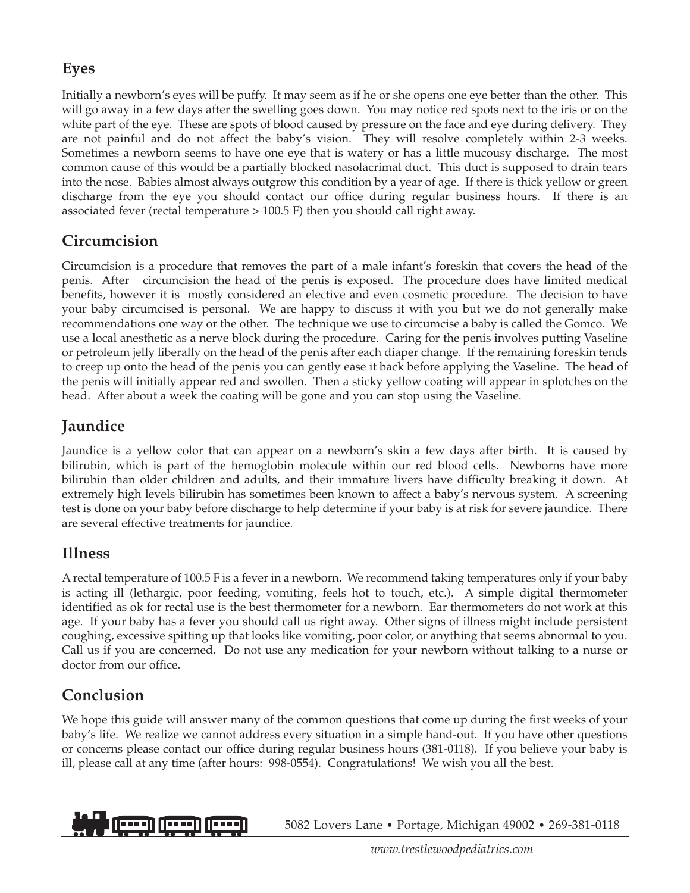## Eyes

Initially a newborn's eyes will be puffy. It may seem as if he or she opens one eye better than the other. This will go away in a few days after the swelling goes down. You may notice red spots next to the iris or on the white part of the eye. These are spots of blood caused by pressure on the face and eye during delivery. They are not painful and do not affect the baby's vision. They will resolve completely within 2-3 weeks. Sometimes a newborn seems to have one eye that is watery or has a little mucousy discharge. The most common cause of this would be a partially blocked nasolacrimal duct. This duct is supposed to drain tears into the nose. Babies almost always outgrow this condition by a year of age. If there is thick yellow or green discharge from the eye you should contact our office during regular business hours. If there is an associated fever (rectal temperature > 100.5 F) then you should call right away.

## Circumcision

Circumcision is a procedure that removes the part of a male infant's foreskin that covers the head of the penis. After circumcision the head of the penis is exposed. The procedure does have limited medical benefits, however it is mostly considered an elective and even cosmetic procedure. The decision to have your baby circumcised is personal. We are happy to discuss it with you but we do not generally make recommendations one way or the other. The technique we use to circumcise a baby is called the Gomco. We use a local anesthetic as a nerve block during the procedure. Caring for the penis involves putting Vaseline or petroleum jelly liberally on the head of the penis after each diaper change. If the remaining foreskin tends to creep up onto the head of the penis you can gently ease it back before applying the Vaseline. The head of the penis will initially appear red and swollen. Then a sticky yellow coating will appear in splotches on the head. After about a week the coating will be gone and you can stop using the Vaseline.

## Jaundice

Jaundice is a yellow color that can appear on a newborn's skin a few days after birth. It is caused by bilirubin, which is part of the hemoglobin molecule within our red blood cells. Newborns have more bilirubin than older children and adults, and their immature livers have difficulty breaking it down. At extremely high levels bilirubin has sometimes been known to affect a baby's nervous system. A screening test is done on your baby before discharge to help determine if your baby is at risk for severe jaundice. There are several effective treatments for jaundice.

## Illness

A rectal temperature of 100.5 F is a fever in a newborn. We recommend taking temperatures only if your baby is acting ill (lethargic, poor feeding, vomiting, feels hot to touch, etc.). A simple digital thermometer identified as ok for rectal use is the best thermometer for a newborn. Ear thermometers do not work at this age. If your baby has a fever you should call us right away. Other signs of illness might include persistent coughing, excessive spitting up that looks like vomiting, poor color, or anything that seems abnormal to you. Call us if you are concerned. Do not use any medication for your newborn without talking to a nurse or doctor from our office.

## Conclusion

We hope this guide will answer many of the common questions that come up during the first weeks of your baby's life. We realize we cannot address every situation in a simple hand-out. If you have other questions or concerns please contact our office during regular business hours (381-0118). If you believe your baby is ill, please call at any time (after hours: 998-0554). Congratulations! We wish you all the best.

5082 Lovers Lane • Portage, Michigan 49002 • 269-381-0118

*www.trestlewoodpediatrics.com*